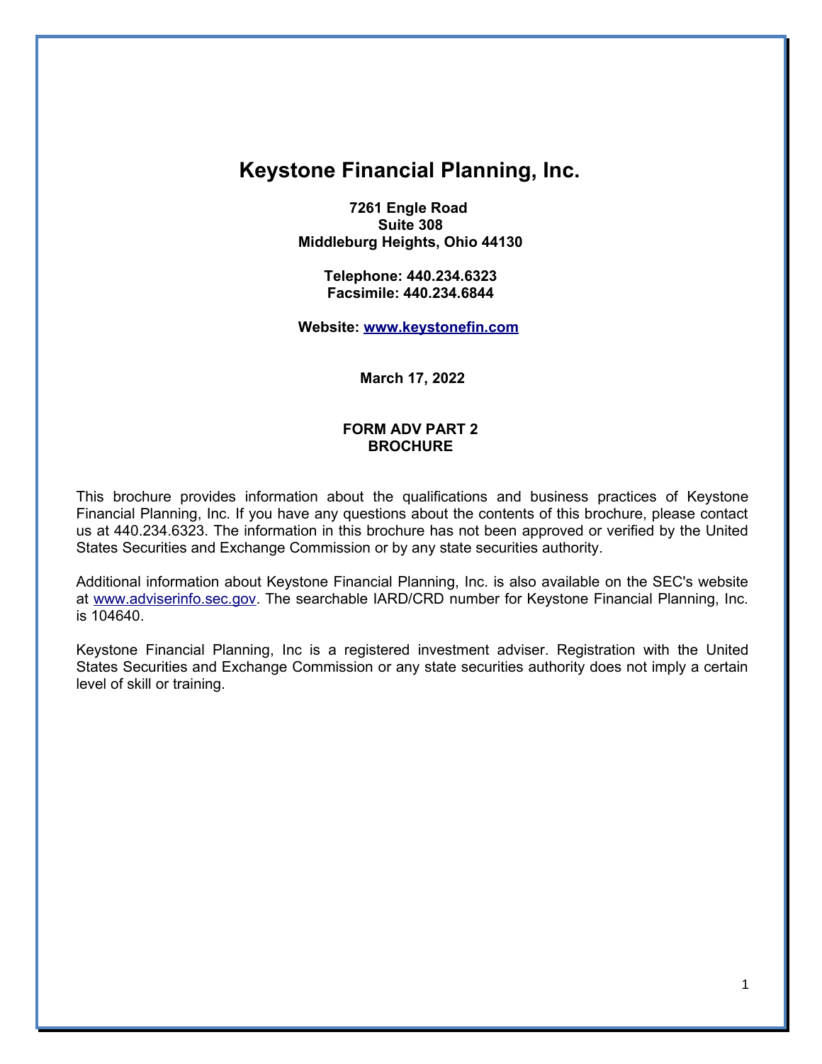# Keystone Financial Planning, Inc.

**7261 Engle Road**
**Suite 308**
**Middleburg Heights, Ohio 44130**

**Telephone: 440.234.6323**
**Facsimile: 440.234.6844**

**Website: www.keystonefin.com**

**March 17, 2022**

**FORM ADV PART 2**
**BROCHURE**

This brochure provides information about the qualifications and business practices of Keystone Financial Planning, Inc. If you have any questions about the contents of this brochure, please contact us at 440.234.6323. The information in this brochure has not been approved or verified by the United States Securities and Exchange Commission or by any state securities authority.

Additional information about Keystone Financial Planning, Inc. is also available on the SEC's website at www.adviserinfo.sec.gov. The searchable IARD/CRD number for Keystone Financial Planning, Inc. is 104640.

Keystone Financial Planning, Inc is a registered investment adviser. Registration with the United States Securities and Exchange Commission or any state securities authority does not imply a certain level of skill or training.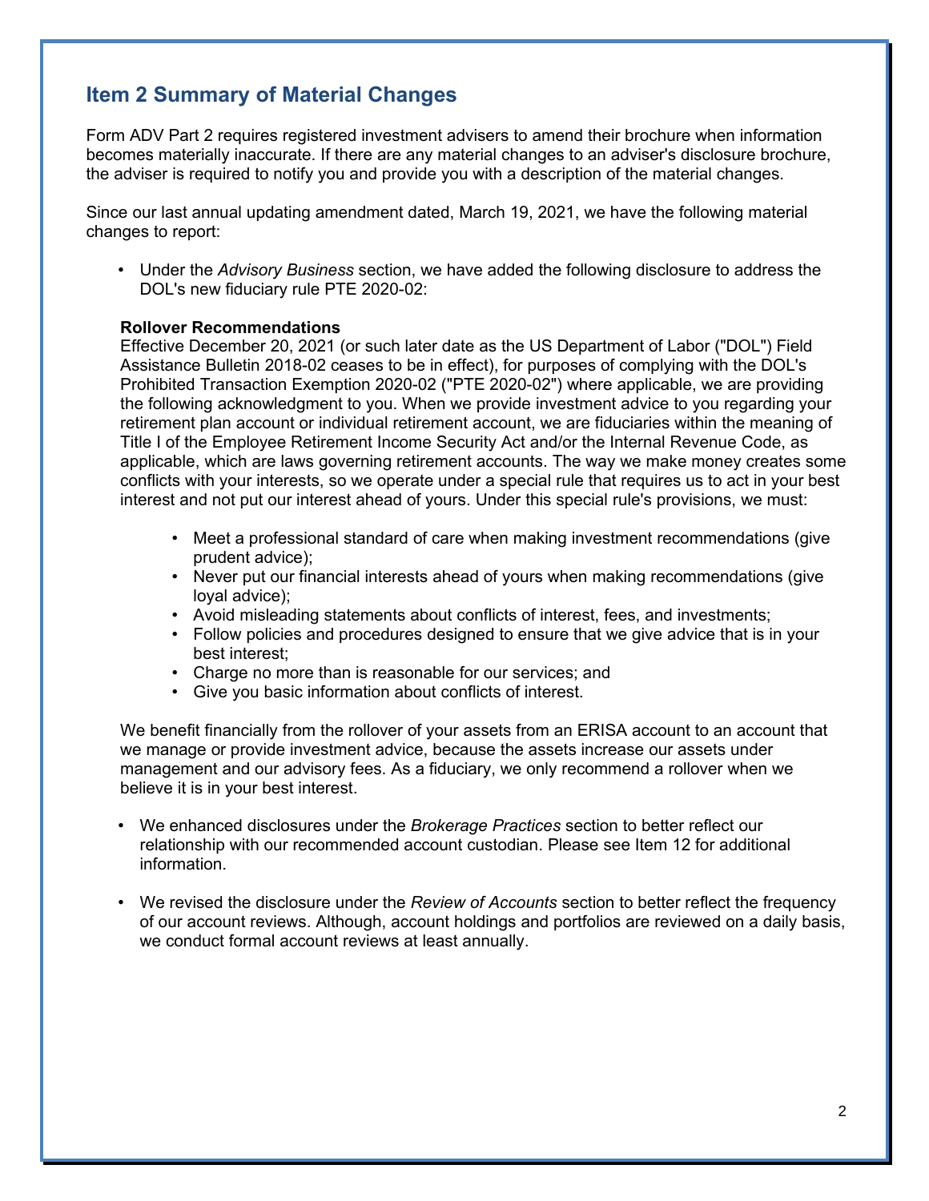## Item 2 Summary of Material Changes

Form ADV Part 2 requires registered investment advisers to amend their brochure when information becomes materially inaccurate. If there are any material changes to an adviser's disclosure brochure, the adviser is required to notify you and provide you with a description of the material changes.

Since our last annual updating amendment dated, March 19, 2021, we have the following material changes to report:

- Under the *Advisory Business* section, we have added the following disclosure to address the DOL's new fiduciary rule PTE 2020-02:

  **Rollover Recommendations**
  Effective December 20, 2021 (or such later date as the US Department of Labor ("DOL") Field Assistance Bulletin 2018-02 ceases to be in effect), for purposes of complying with the DOL's Prohibited Transaction Exemption 2020-02 ("PTE 2020-02") where applicable, we are providing the following acknowledgment to you. When we provide investment advice to you regarding your retirement plan account or individual retirement account, we are fiduciaries within the meaning of Title I of the Employee Retirement Income Security Act and/or the Internal Revenue Code, as applicable, which are laws governing retirement accounts. The way we make money creates some conflicts with your interests, so we operate under a special rule that requires us to act in your best interest and not put our interest ahead of yours. Under this special rule's provisions, we must:

  - Meet a professional standard of care when making investment recommendations (give prudent advice);
  - Never put our financial interests ahead of yours when making recommendations (give loyal advice);
  - Avoid misleading statements about conflicts of interest, fees, and investments;
  - Follow policies and procedures designed to ensure that we give advice that is in your best interest;
  - Charge no more than is reasonable for our services; and
  - Give you basic information about conflicts of interest.

  We benefit financially from the rollover of your assets from an ERISA account to an account that we manage or provide investment advice, because the assets increase our assets under management and our advisory fees. As a fiduciary, we only recommend a rollover when we believe it is in your best interest.

- We enhanced disclosures under the *Brokerage Practices* section to better reflect our relationship with our recommended account custodian. Please see Item 12 for additional information.

- We revised the disclosure under the *Review of Accounts* section to better reflect the frequency of our account reviews. Although, account holdings and portfolios are reviewed on a daily basis, we conduct formal account reviews at least annually.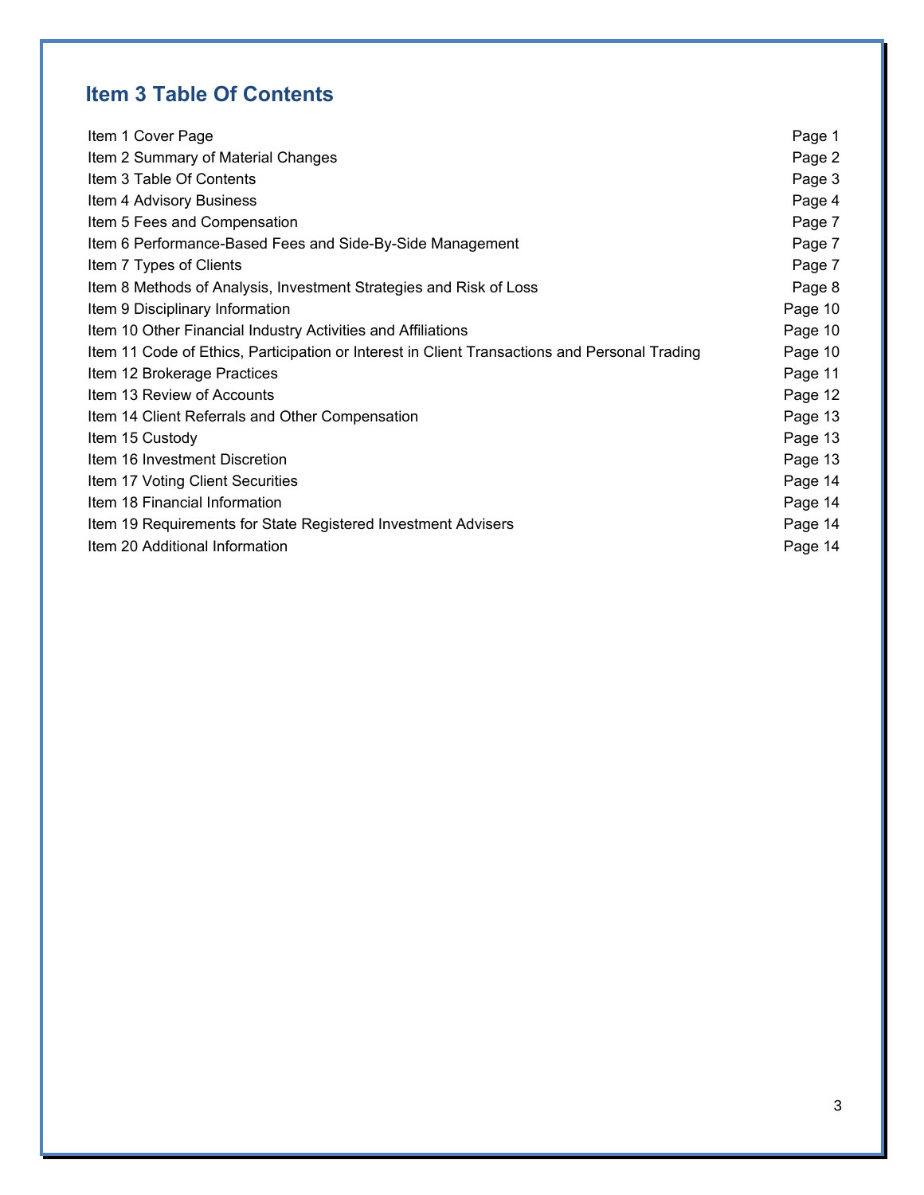## Item 3 Table Of Contents

| | |
|---|---|
| Item 1 Cover Page | Page 1 |
| Item 2 Summary of Material Changes | Page 2 |
| Item 3 Table Of Contents | Page 3 |
| Item 4 Advisory Business | Page 4 |
| Item 5 Fees and Compensation | Page 7 |
| Item 6 Performance-Based Fees and Side-By-Side Management | Page 7 |
| Item 7 Types of Clients | Page 7 |
| Item 8 Methods of Analysis, Investment Strategies and Risk of Loss | Page 8 |
| Item 9 Disciplinary Information | Page 10 |
| Item 10 Other Financial Industry Activities and Affiliations | Page 10 |
| Item 11 Code of Ethics, Participation or Interest in Client Transactions and Personal Trading | Page 10 |
| Item 12 Brokerage Practices | Page 11 |
| Item 13 Review of Accounts | Page 12 |
| Item 14 Client Referrals and Other Compensation | Page 13 |
| Item 15 Custody | Page 13 |
| Item 16 Investment Discretion | Page 13 |
| Item 17 Voting Client Securities | Page 14 |
| Item 18 Financial Information | Page 14 |
| Item 19 Requirements for State Registered Investment Advisers | Page 14 |
| Item 20 Additional Information | Page 14 |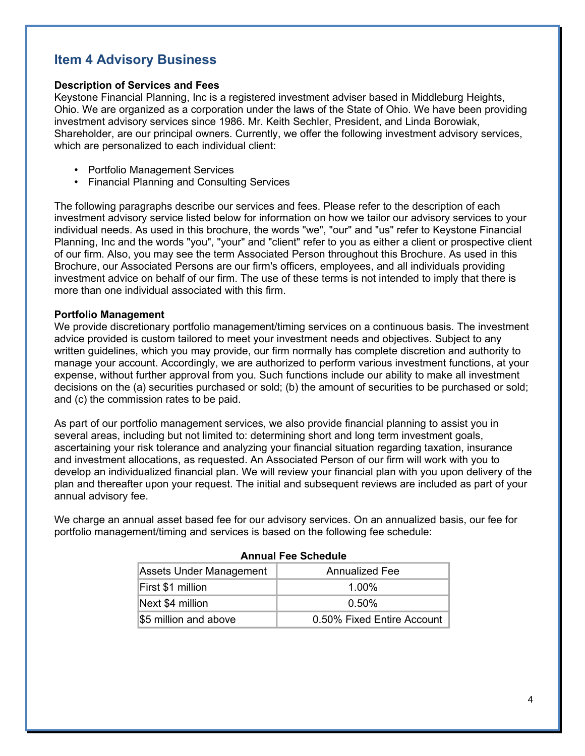## Item 4 Advisory Business

**Description of Services and Fees**
Keystone Financial Planning, Inc is a registered investment adviser based in Middleburg Heights, Ohio. We are organized as a corporation under the laws of the State of Ohio. We have been providing investment advisory services since 1986. Mr. Keith Sechler, President, and Linda Borowiak, Shareholder, are our principal owners. Currently, we offer the following investment advisory services, which are personalized to each individual client:

- Portfolio Management Services
- Financial Planning and Consulting Services

The following paragraphs describe our services and fees. Please refer to the description of each investment advisory service listed below for information on how we tailor our advisory services to your individual needs. As used in this brochure, the words "we", "our" and "us" refer to Keystone Financial Planning, Inc and the words "you", "your" and "client" refer to you as either a client or prospective client of our firm. Also, you may see the term Associated Person throughout this Brochure. As used in this Brochure, our Associated Persons are our firm's officers, employees, and all individuals providing investment advice on behalf of our firm. The use of these terms is not intended to imply that there is more than one individual associated with this firm.

**Portfolio Management**
We provide discretionary portfolio management/timing services on a continuous basis. The investment advice provided is custom tailored to meet your investment needs and objectives. Subject to any written guidelines, which you may provide, our firm normally has complete discretion and authority to manage your account. Accordingly, we are authorized to perform various investment functions, at your expense, without further approval from you. Such functions include our ability to make all investment decisions on the (a) securities purchased or sold; (b) the amount of securities to be purchased or sold; and (c) the commission rates to be paid.

As part of our portfolio management services, we also provide financial planning to assist you in several areas, including but not limited to: determining short and long term investment goals, ascertaining your risk tolerance and analyzing your financial situation regarding taxation, insurance and investment allocations, as requested. An Associated Person of our firm will work with you to develop an individualized financial plan. We will review your financial plan with you upon delivery of the plan and thereafter upon your request. The initial and subsequent reviews are included as part of your annual advisory fee.

We charge an annual asset based fee for our advisory services. On an annualized basis, our fee for portfolio management/timing and services is based on the following fee schedule:

**Annual Fee Schedule**

| Assets Under Management | Annualized Fee |
|---|---|
| First $1 million | 1.00% |
| Next $4 million | 0.50% |
| $5 million and above | 0.50% Fixed Entire Account |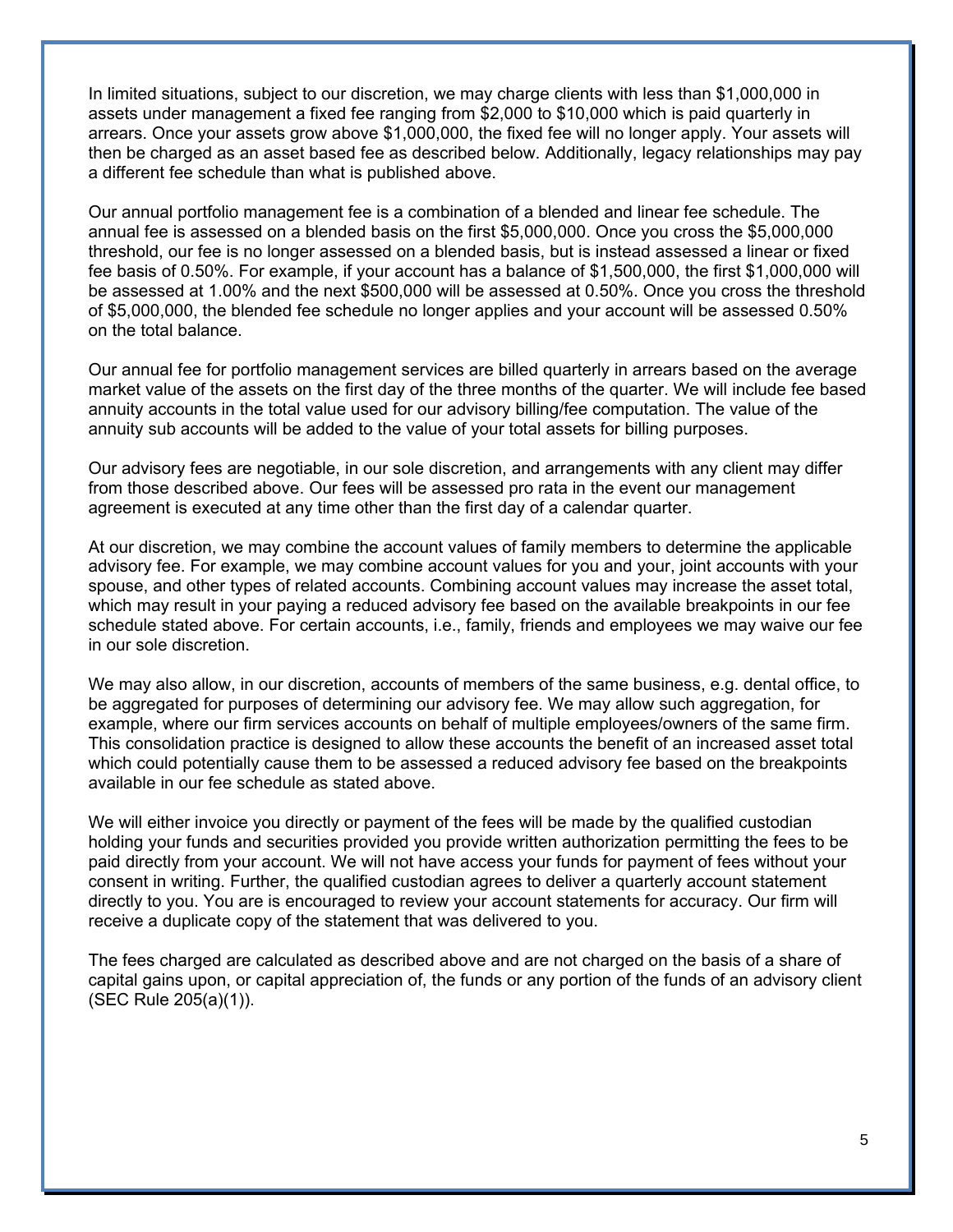In limited situations, subject to our discretion, we may charge clients with less than $1,000,000 in assets under management a fixed fee ranging from $2,000 to $10,000 which is paid quarterly in arrears. Once your assets grow above $1,000,000, the fixed fee will no longer apply. Your assets will then be charged as an asset based fee as described below. Additionally, legacy relationships may pay a different fee schedule than what is published above.

Our annual portfolio management fee is a combination of a blended and linear fee schedule. The annual fee is assessed on a blended basis on the first $5,000,000. Once you cross the $5,000,000 threshold, our fee is no longer assessed on a blended basis, but is instead assessed a linear or fixed fee basis of 0.50%. For example, if your account has a balance of $1,500,000, the first $1,000,000 will be assessed at 1.00% and the next $500,000 will be assessed at 0.50%. Once you cross the threshold of $5,000,000, the blended fee schedule no longer applies and your account will be assessed 0.50% on the total balance.

Our annual fee for portfolio management services are billed quarterly in arrears based on the average market value of the assets on the first day of the three months of the quarter. We will include fee based annuity accounts in the total value used for our advisory billing/fee computation. The value of the annuity sub accounts will be added to the value of your total assets for billing purposes.

Our advisory fees are negotiable, in our sole discretion, and arrangements with any client may differ from those described above. Our fees will be assessed pro rata in the event our management agreement is executed at any time other than the first day of a calendar quarter.

At our discretion, we may combine the account values of family members to determine the applicable advisory fee. For example, we may combine account values for you and your, joint accounts with your spouse, and other types of related accounts. Combining account values may increase the asset total, which may result in your paying a reduced advisory fee based on the available breakpoints in our fee schedule stated above. For certain accounts, i.e., family, friends and employees we may waive our fee in our sole discretion.

We may also allow, in our discretion, accounts of members of the same business, e.g. dental office, to be aggregated for purposes of determining our advisory fee. We may allow such aggregation, for example, where our firm services accounts on behalf of multiple employees/owners of the same firm. This consolidation practice is designed to allow these accounts the benefit of an increased asset total which could potentially cause them to be assessed a reduced advisory fee based on the breakpoints available in our fee schedule as stated above.

We will either invoice you directly or payment of the fees will be made by the qualified custodian holding your funds and securities provided you provide written authorization permitting the fees to be paid directly from your account. We will not have access your funds for payment of fees without your consent in writing. Further, the qualified custodian agrees to deliver a quarterly account statement directly to you. You are is encouraged to review your account statements for accuracy. Our firm will receive a duplicate copy of the statement that was delivered to you.

The fees charged are calculated as described above and are not charged on the basis of a share of capital gains upon, or capital appreciation of, the funds or any portion of the funds of an advisory client (SEC Rule 205(a)(1)).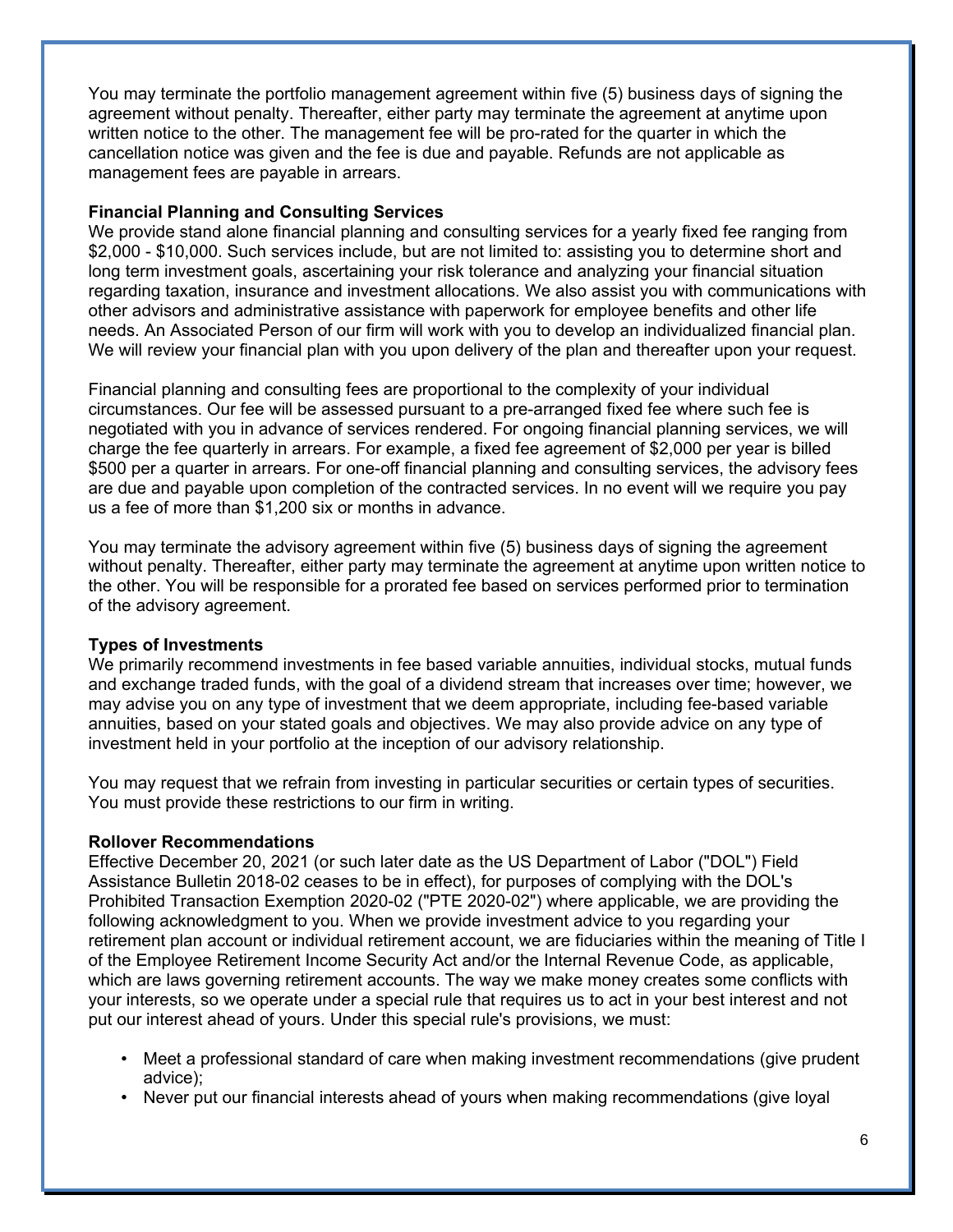You may terminate the portfolio management agreement within five (5) business days of signing the agreement without penalty. Thereafter, either party may terminate the agreement at anytime upon written notice to the other. The management fee will be pro-rated for the quarter in which the cancellation notice was given and the fee is due and payable. Refunds are not applicable as management fees are payable in arrears.

**Financial Planning and Consulting Services**

We provide stand alone financial planning and consulting services for a yearly fixed fee ranging from $2,000 - $10,000. Such services include, but are not limited to: assisting you to determine short and long term investment goals, ascertaining your risk tolerance and analyzing your financial situation regarding taxation, insurance and investment allocations. We also assist you with communications with other advisors and administrative assistance with paperwork for employee benefits and other life needs. An Associated Person of our firm will work with you to develop an individualized financial plan. We will review your financial plan with you upon delivery of the plan and thereafter upon your request.

Financial planning and consulting fees are proportional to the complexity of your individual circumstances. Our fee will be assessed pursuant to a pre-arranged fixed fee where such fee is negotiated with you in advance of services rendered. For ongoing financial planning services, we will charge the fee quarterly in arrears. For example, a fixed fee agreement of $2,000 per year is billed $500 per a quarter in arrears. For one-off financial planning and consulting services, the advisory fees are due and payable upon completion of the contracted services. In no event will we require you pay us a fee of more than $1,200 six or months in advance.

You may terminate the advisory agreement within five (5) business days of signing the agreement without penalty. Thereafter, either party may terminate the agreement at anytime upon written notice to the other. You will be responsible for a prorated fee based on services performed prior to termination of the advisory agreement.

**Types of Investments**

We primarily recommend investments in fee based variable annuities, individual stocks, mutual funds and exchange traded funds, with the goal of a dividend stream that increases over time; however, we may advise you on any type of investment that we deem appropriate, including fee-based variable annuities, based on your stated goals and objectives. We may also provide advice on any type of investment held in your portfolio at the inception of our advisory relationship.

You may request that we refrain from investing in particular securities or certain types of securities. You must provide these restrictions to our firm in writing.

**Rollover Recommendations**

Effective December 20, 2021 (or such later date as the US Department of Labor ("DOL") Field Assistance Bulletin 2018-02 ceases to be in effect), for purposes of complying with the DOL's Prohibited Transaction Exemption 2020-02 ("PTE 2020-02") where applicable, we are providing the following acknowledgment to you. When we provide investment advice to you regarding your retirement plan account or individual retirement account, we are fiduciaries within the meaning of Title I of the Employee Retirement Income Security Act and/or the Internal Revenue Code, as applicable, which are laws governing retirement accounts. The way we make money creates some conflicts with your interests, so we operate under a special rule that requires us to act in your best interest and not put our interest ahead of yours. Under this special rule's provisions, we must:

- Meet a professional standard of care when making investment recommendations (give prudent advice);
- Never put our financial interests ahead of yours when making recommendations (give loyal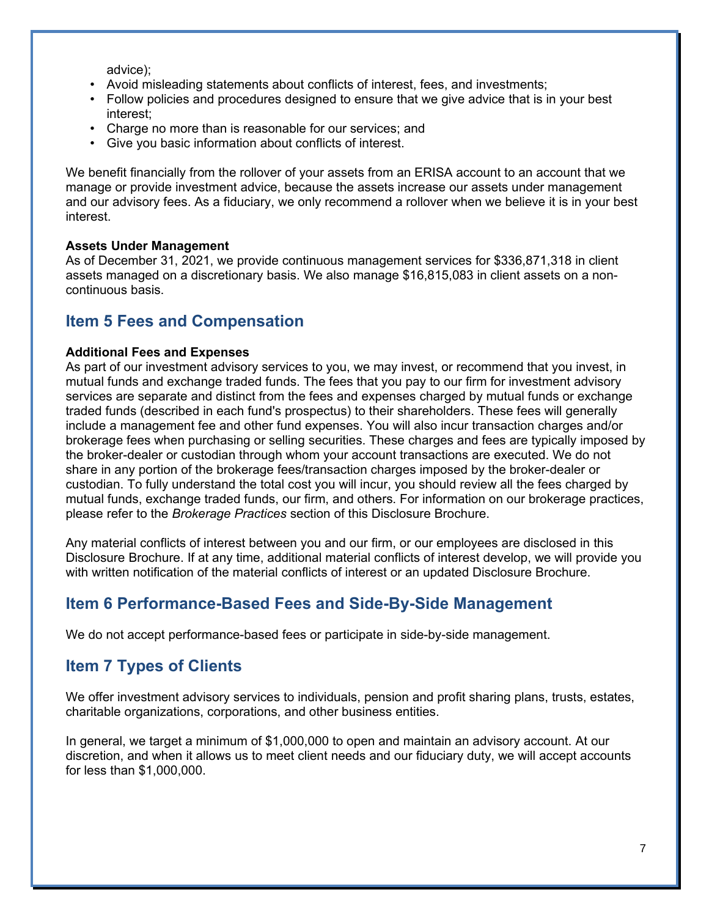advice);

- Avoid misleading statements about conflicts of interest, fees, and investments;
- Follow policies and procedures designed to ensure that we give advice that is in your best interest;
- Charge no more than is reasonable for our services; and
- Give you basic information about conflicts of interest.

We benefit financially from the rollover of your assets from an ERISA account to an account that we manage or provide investment advice, because the assets increase our assets under management and our advisory fees. As a fiduciary, we only recommend a rollover when we believe it is in your best interest.

**Assets Under Management**

As of December 31, 2021, we provide continuous management services for $336,871,318 in client assets managed on a discretionary basis. We also manage $16,815,083 in client assets on a non-continuous basis.

## Item 5 Fees and Compensation

**Additional Fees and Expenses**

As part of our investment advisory services to you, we may invest, or recommend that you invest, in mutual funds and exchange traded funds. The fees that you pay to our firm for investment advisory services are separate and distinct from the fees and expenses charged by mutual funds or exchange traded funds (described in each fund's prospectus) to their shareholders. These fees will generally include a management fee and other fund expenses. You will also incur transaction charges and/or brokerage fees when purchasing or selling securities. These charges and fees are typically imposed by the broker-dealer or custodian through whom your account transactions are executed. We do not share in any portion of the brokerage fees/transaction charges imposed by the broker-dealer or custodian. To fully understand the total cost you will incur, you should review all the fees charged by mutual funds, exchange traded funds, our firm, and others. For information on our brokerage practices, please refer to the *Brokerage Practices* section of this Disclosure Brochure.

Any material conflicts of interest between you and our firm, or our employees are disclosed in this Disclosure Brochure. If at any time, additional material conflicts of interest develop, we will provide you with written notification of the material conflicts of interest or an updated Disclosure Brochure.

## Item 6 Performance-Based Fees and Side-By-Side Management

We do not accept performance-based fees or participate in side-by-side management.

## Item 7 Types of Clients

We offer investment advisory services to individuals, pension and profit sharing plans, trusts, estates, charitable organizations, corporations, and other business entities.

In general, we target a minimum of $1,000,000 to open and maintain an advisory account. At our discretion, and when it allows us to meet client needs and our fiduciary duty, we will accept accounts for less than $1,000,000.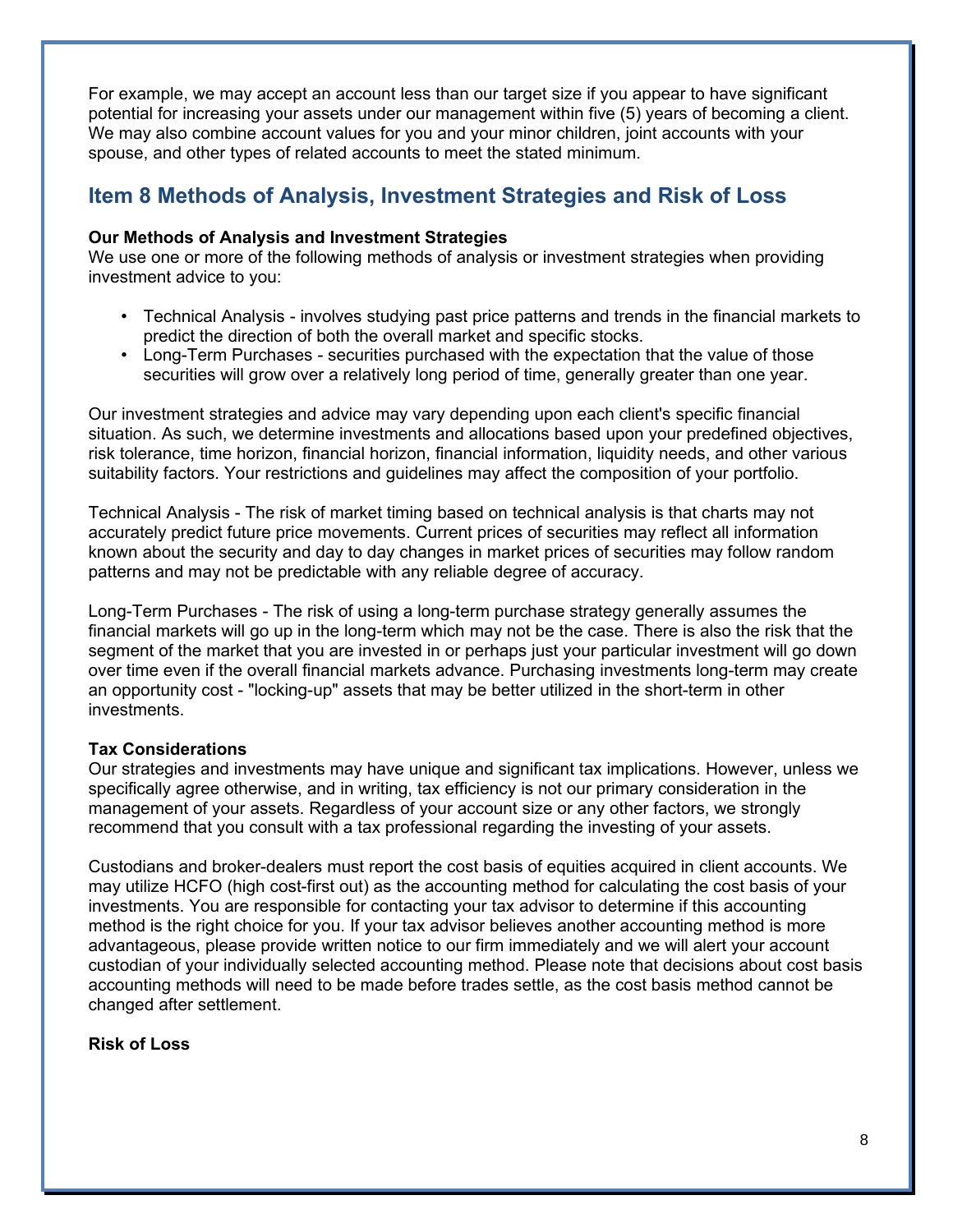For example, we may accept an account less than our target size if you appear to have significant potential for increasing your assets under our management within five (5) years of becoming a client. We may also combine account values for you and your minor children, joint accounts with your spouse, and other types of related accounts to meet the stated minimum.

## Item 8 Methods of Analysis, Investment Strategies and Risk of Loss

**Our Methods of Analysis and Investment Strategies**

We use one or more of the following methods of analysis or investment strategies when providing investment advice to you:

- Technical Analysis - involves studying past price patterns and trends in the financial markets to predict the direction of both the overall market and specific stocks.
- Long-Term Purchases - securities purchased with the expectation that the value of those securities will grow over a relatively long period of time, generally greater than one year.

Our investment strategies and advice may vary depending upon each client's specific financial situation. As such, we determine investments and allocations based upon your predefined objectives, risk tolerance, time horizon, financial horizon, financial information, liquidity needs, and other various suitability factors. Your restrictions and guidelines may affect the composition of your portfolio.

Technical Analysis - The risk of market timing based on technical analysis is that charts may not accurately predict future price movements. Current prices of securities may reflect all information known about the security and day to day changes in market prices of securities may follow random patterns and may not be predictable with any reliable degree of accuracy.

Long-Term Purchases - The risk of using a long-term purchase strategy generally assumes the financial markets will go up in the long-term which may not be the case. There is also the risk that the segment of the market that you are invested in or perhaps just your particular investment will go down over time even if the overall financial markets advance. Purchasing investments long-term may create an opportunity cost - "locking-up" assets that may be better utilized in the short-term in other investments.

**Tax Considerations**

Our strategies and investments may have unique and significant tax implications. However, unless we specifically agree otherwise, and in writing, tax efficiency is not our primary consideration in the management of your assets. Regardless of your account size or any other factors, we strongly recommend that you consult with a tax professional regarding the investing of your assets.

Custodians and broker-dealers must report the cost basis of equities acquired in client accounts. We may utilize HCFO (high cost-first out) as the accounting method for calculating the cost basis of your investments. You are responsible for contacting your tax advisor to determine if this accounting method is the right choice for you. If your tax advisor believes another accounting method is more advantageous, please provide written notice to our firm immediately and we will alert your account custodian of your individually selected accounting method. Please note that decisions about cost basis accounting methods will need to be made before trades settle, as the cost basis method cannot be changed after settlement.

**Risk of Loss**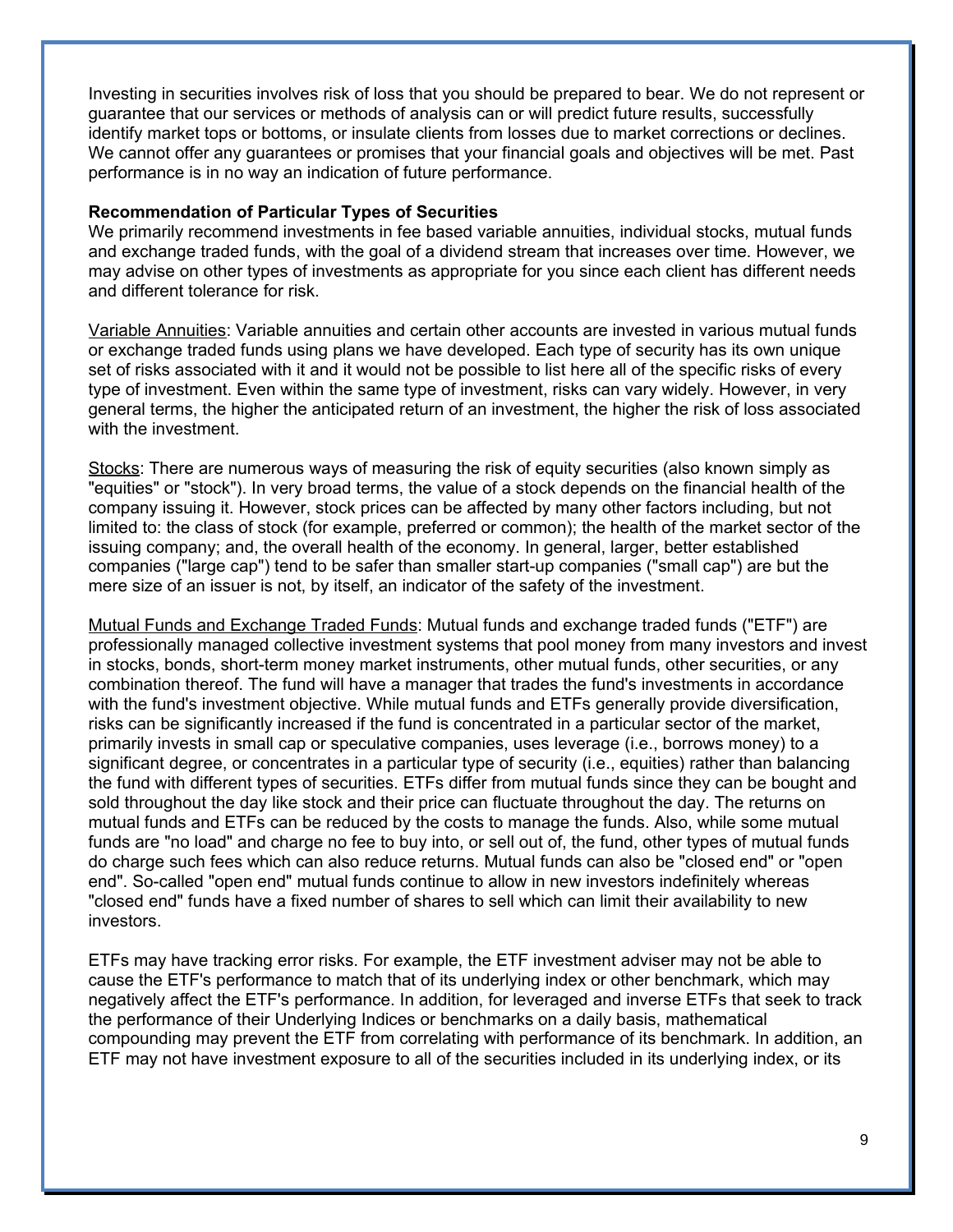Investing in securities involves risk of loss that you should be prepared to bear. We do not represent or guarantee that our services or methods of analysis can or will predict future results, successfully identify market tops or bottoms, or insulate clients from losses due to market corrections or declines. We cannot offer any guarantees or promises that your financial goals and objectives will be met. Past performance is in no way an indication of future performance.

**Recommendation of Particular Types of Securities**

We primarily recommend investments in fee based variable annuities, individual stocks, mutual funds and exchange traded funds, with the goal of a dividend stream that increases over time. However, we may advise on other types of investments as appropriate for you since each client has different needs and different tolerance for risk.

Variable Annuities: Variable annuities and certain other accounts are invested in various mutual funds or exchange traded funds using plans we have developed. Each type of security has its own unique set of risks associated with it and it would not be possible to list here all of the specific risks of every type of investment. Even within the same type of investment, risks can vary widely. However, in very general terms, the higher the anticipated return of an investment, the higher the risk of loss associated with the investment.

Stocks: There are numerous ways of measuring the risk of equity securities (also known simply as "equities" or "stock"). In very broad terms, the value of a stock depends on the financial health of the company issuing it. However, stock prices can be affected by many other factors including, but not limited to: the class of stock (for example, preferred or common); the health of the market sector of the issuing company; and, the overall health of the economy. In general, larger, better established companies ("large cap") tend to be safer than smaller start-up companies ("small cap") are but the mere size of an issuer is not, by itself, an indicator of the safety of the investment.

Mutual Funds and Exchange Traded Funds: Mutual funds and exchange traded funds ("ETF") are professionally managed collective investment systems that pool money from many investors and invest in stocks, bonds, short-term money market instruments, other mutual funds, other securities, or any combination thereof. The fund will have a manager that trades the fund's investments in accordance with the fund's investment objective. While mutual funds and ETFs generally provide diversification, risks can be significantly increased if the fund is concentrated in a particular sector of the market, primarily invests in small cap or speculative companies, uses leverage (i.e., borrows money) to a significant degree, or concentrates in a particular type of security (i.e., equities) rather than balancing the fund with different types of securities. ETFs differ from mutual funds since they can be bought and sold throughout the day like stock and their price can fluctuate throughout the day. The returns on mutual funds and ETFs can be reduced by the costs to manage the funds. Also, while some mutual funds are "no load" and charge no fee to buy into, or sell out of, the fund, other types of mutual funds do charge such fees which can also reduce returns. Mutual funds can also be "closed end" or "open end". So-called "open end" mutual funds continue to allow in new investors indefinitely whereas "closed end" funds have a fixed number of shares to sell which can limit their availability to new investors.

ETFs may have tracking error risks. For example, the ETF investment adviser may not be able to cause the ETF's performance to match that of its underlying index or other benchmark, which may negatively affect the ETF's performance. In addition, for leveraged and inverse ETFs that seek to track the performance of their Underlying Indices or benchmarks on a daily basis, mathematical compounding may prevent the ETF from correlating with performance of its benchmark. In addition, an ETF may not have investment exposure to all of the securities included in its underlying index, or its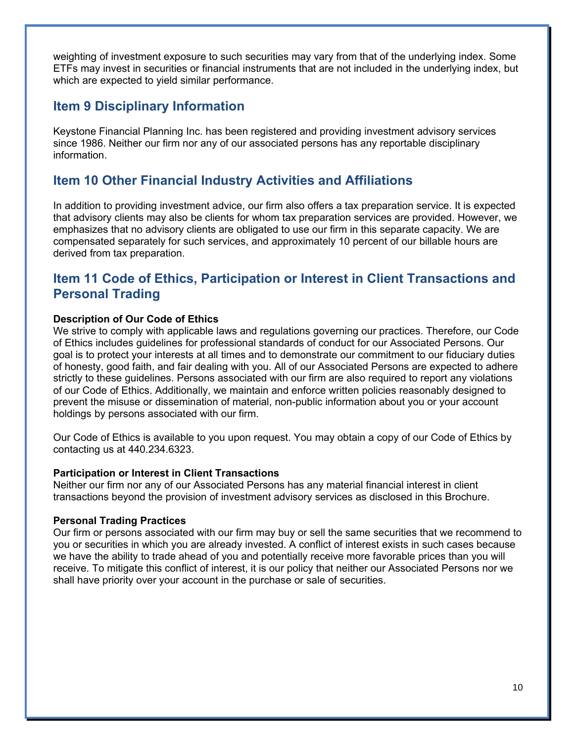weighting of investment exposure to such securities may vary from that of the underlying index. Some ETFs may invest in securities or financial instruments that are not included in the underlying index, but which are expected to yield similar performance.

## Item 9 Disciplinary Information

Keystone Financial Planning Inc. has been registered and providing investment advisory services since 1986. Neither our firm nor any of our associated persons has any reportable disciplinary information.

## Item 10 Other Financial Industry Activities and Affiliations

In addition to providing investment advice, our firm also offers a tax preparation service. It is expected that advisory clients may also be clients for whom tax preparation services are provided. However, we emphasizes that no advisory clients are obligated to use our firm in this separate capacity. We are compensated separately for such services, and approximately 10 percent of our billable hours are derived from tax preparation.

## Item 11 Code of Ethics, Participation or Interest in Client Transactions and Personal Trading

**Description of Our Code of Ethics**
We strive to comply with applicable laws and regulations governing our practices. Therefore, our Code of Ethics includes guidelines for professional standards of conduct for our Associated Persons. Our goal is to protect your interests at all times and to demonstrate our commitment to our fiduciary duties of honesty, good faith, and fair dealing with you. All of our Associated Persons are expected to adhere strictly to these guidelines. Persons associated with our firm are also required to report any violations of our Code of Ethics. Additionally, we maintain and enforce written policies reasonably designed to prevent the misuse or dissemination of material, non-public information about you or your account holdings by persons associated with our firm.

Our Code of Ethics is available to you upon request. You may obtain a copy of our Code of Ethics by contacting us at 440.234.6323.

**Participation or Interest in Client Transactions**
Neither our firm nor any of our Associated Persons has any material financial interest in client transactions beyond the provision of investment advisory services as disclosed in this Brochure.

**Personal Trading Practices**
Our firm or persons associated with our firm may buy or sell the same securities that we recommend to you or securities in which you are already invested. A conflict of interest exists in such cases because we have the ability to trade ahead of you and potentially receive more favorable prices than you will receive. To mitigate this conflict of interest, it is our policy that neither our Associated Persons nor we shall have priority over your account in the purchase or sale of securities.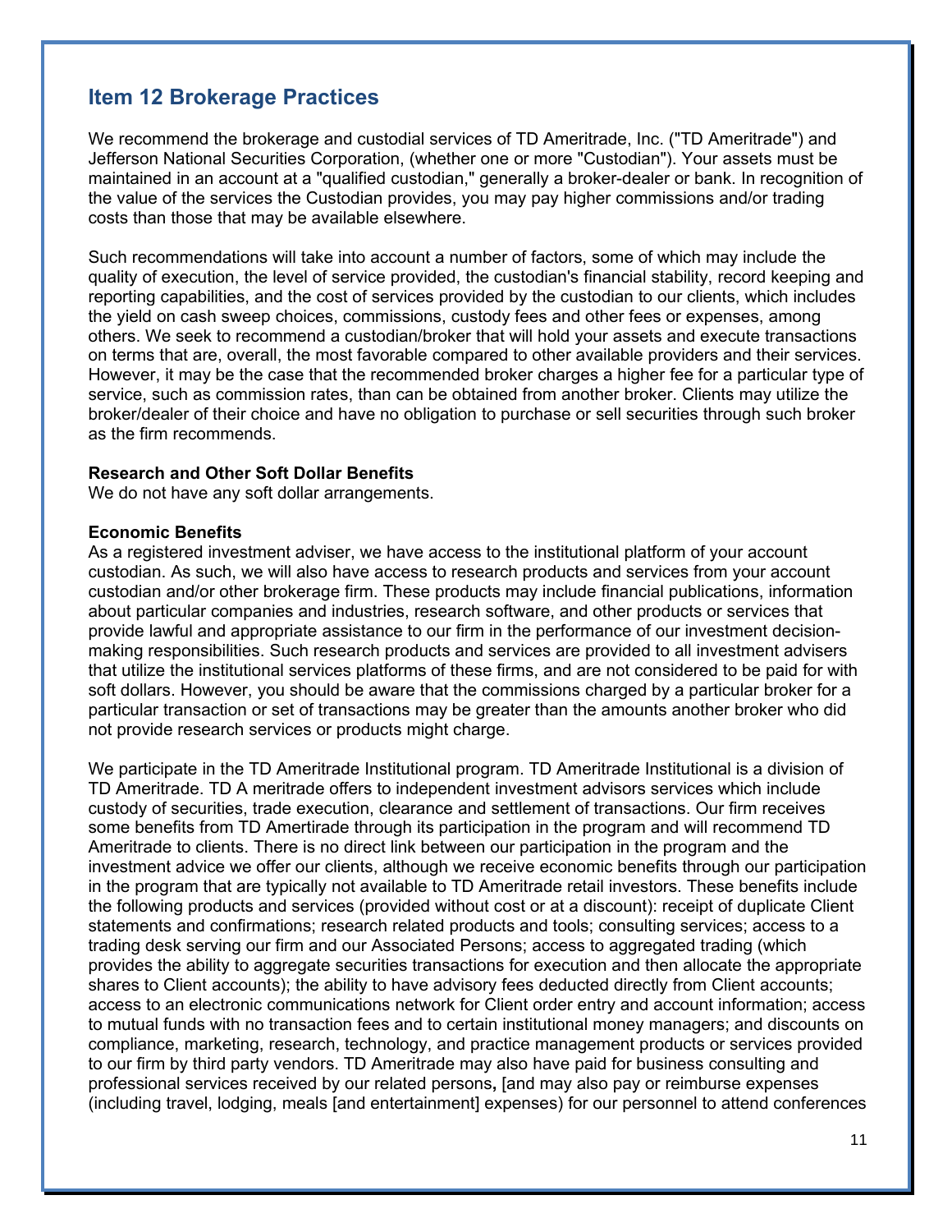## Item 12 Brokerage Practices

We recommend the brokerage and custodial services of TD Ameritrade, Inc. ("TD Ameritrade") and Jefferson National Securities Corporation, (whether one or more "Custodian"). Your assets must be maintained in an account at a "qualified custodian," generally a broker-dealer or bank. In recognition of the value of the services the Custodian provides, you may pay higher commissions and/or trading costs than those that may be available elsewhere.

Such recommendations will take into account a number of factors, some of which may include the quality of execution, the level of service provided, the custodian's financial stability, record keeping and reporting capabilities, and the cost of services provided by the custodian to our clients, which includes the yield on cash sweep choices, commissions, custody fees and other fees or expenses, among others. We seek to recommend a custodian/broker that will hold your assets and execute transactions on terms that are, overall, the most favorable compared to other available providers and their services. However, it may be the case that the recommended broker charges a higher fee for a particular type of service, such as commission rates, than can be obtained from another broker. Clients may utilize the broker/dealer of their choice and have no obligation to purchase or sell securities through such broker as the firm recommends.

**Research and Other Soft Dollar Benefits**
We do not have any soft dollar arrangements.

**Economic Benefits**
As a registered investment adviser, we have access to the institutional platform of your account custodian. As such, we will also have access to research products and services from your account custodian and/or other brokerage firm. These products may include financial publications, information about particular companies and industries, research software, and other products or services that provide lawful and appropriate assistance to our firm in the performance of our investment decision-making responsibilities. Such research products and services are provided to all investment advisers that utilize the institutional services platforms of these firms, and are not considered to be paid for with soft dollars. However, you should be aware that the commissions charged by a particular broker for a particular transaction or set of transactions may be greater than the amounts another broker who did not provide research services or products might charge.

We participate in the TD Ameritrade Institutional program. TD Ameritrade Institutional is a division of TD Ameritrade. TD A meritrade offers to independent investment advisors services which include custody of securities, trade execution, clearance and settlement of transactions. Our firm receives some benefits from TD Amertirade through its participation in the program and will recommend TD Ameritrade to clients. There is no direct link between our participation in the program and the investment advice we offer our clients, although we receive economic benefits through our participation in the program that are typically not available to TD Ameritrade retail investors. These benefits include the following products and services (provided without cost or at a discount): receipt of duplicate Client statements and confirmations; research related products and tools; consulting services; access to a trading desk serving our firm and our Associated Persons; access to aggregated trading (which provides the ability to aggregate securities transactions for execution and then allocate the appropriate shares to Client accounts); the ability to have advisory fees deducted directly from Client accounts; access to an electronic communications network for Client order entry and account information; access to mutual funds with no transaction fees and to certain institutional money managers; and discounts on compliance, marketing, research, technology, and practice management products or services provided to our firm by third party vendors. TD Ameritrade may also have paid for business consulting and professional services received by our related persons**,** [and may also pay or reimburse expenses (including travel, lodging, meals [and entertainment] expenses) for our personnel to attend conferences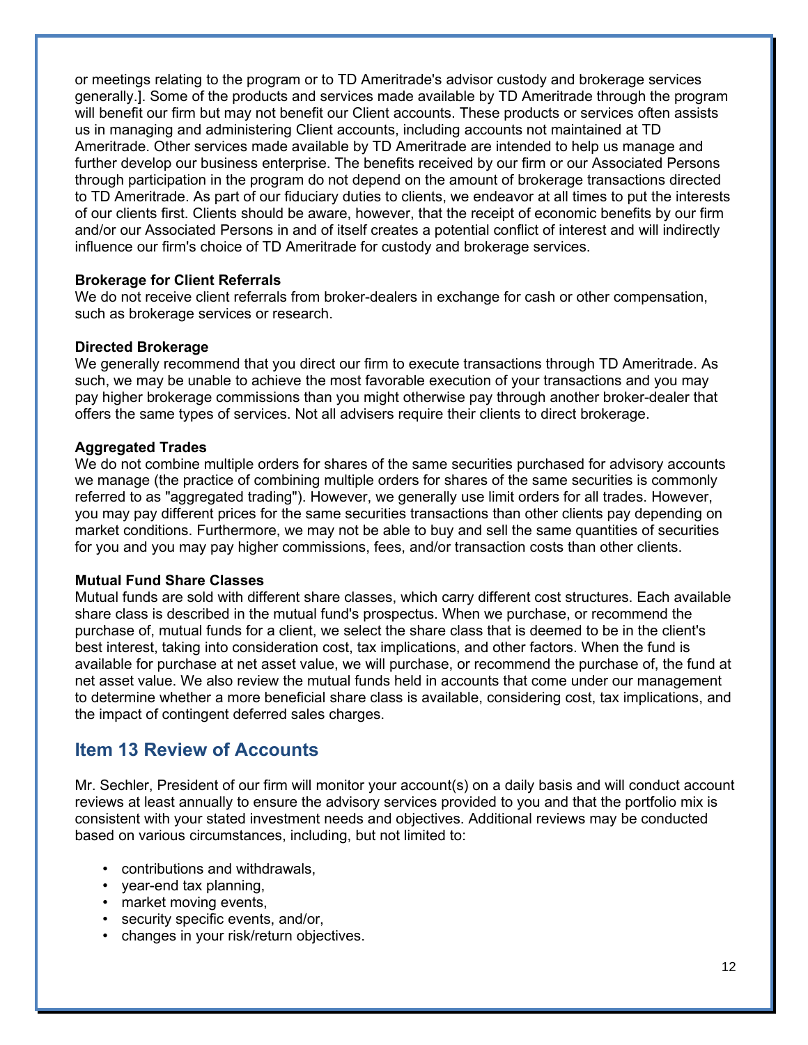or meetings relating to the program or to TD Ameritrade's advisor custody and brokerage services generally.]. Some of the products and services made available by TD Ameritrade through the program will benefit our firm but may not benefit our Client accounts. These products or services often assists us in managing and administering Client accounts, including accounts not maintained at TD Ameritrade. Other services made available by TD Ameritrade are intended to help us manage and further develop our business enterprise. The benefits received by our firm or our Associated Persons through participation in the program do not depend on the amount of brokerage transactions directed to TD Ameritrade. As part of our fiduciary duties to clients, we endeavor at all times to put the interests of our clients first. Clients should be aware, however, that the receipt of economic benefits by our firm and/or our Associated Persons in and of itself creates a potential conflict of interest and will indirectly influence our firm's choice of TD Ameritrade for custody and brokerage services.

**Brokerage for Client Referrals**
We do not receive client referrals from broker-dealers in exchange for cash or other compensation, such as brokerage services or research.

**Directed Brokerage**
We generally recommend that you direct our firm to execute transactions through TD Ameritrade. As such, we may be unable to achieve the most favorable execution of your transactions and you may pay higher brokerage commissions than you might otherwise pay through another broker-dealer that offers the same types of services. Not all advisers require their clients to direct brokerage.

**Aggregated Trades**
We do not combine multiple orders for shares of the same securities purchased for advisory accounts we manage (the practice of combining multiple orders for shares of the same securities is commonly referred to as "aggregated trading"). However, we generally use limit orders for all trades. However, you may pay different prices for the same securities transactions than other clients pay depending on market conditions. Furthermore, we may not be able to buy and sell the same quantities of securities for you and you may pay higher commissions, fees, and/or transaction costs than other clients.

**Mutual Fund Share Classes**
Mutual funds are sold with different share classes, which carry different cost structures. Each available share class is described in the mutual fund's prospectus. When we purchase, or recommend the purchase of, mutual funds for a client, we select the share class that is deemed to be in the client's best interest, taking into consideration cost, tax implications, and other factors. When the fund is available for purchase at net asset value, we will purchase, or recommend the purchase of, the fund at net asset value. We also review the mutual funds held in accounts that come under our management to determine whether a more beneficial share class is available, considering cost, tax implications, and the impact of contingent deferred sales charges.

## Item 13 Review of Accounts

Mr. Sechler, President of our firm will monitor your account(s) on a daily basis and will conduct account reviews at least annually to ensure the advisory services provided to you and that the portfolio mix is consistent with your stated investment needs and objectives. Additional reviews may be conducted based on various circumstances, including, but not limited to:

- contributions and withdrawals,
- year-end tax planning,
- market moving events,
- security specific events, and/or,
- changes in your risk/return objectives.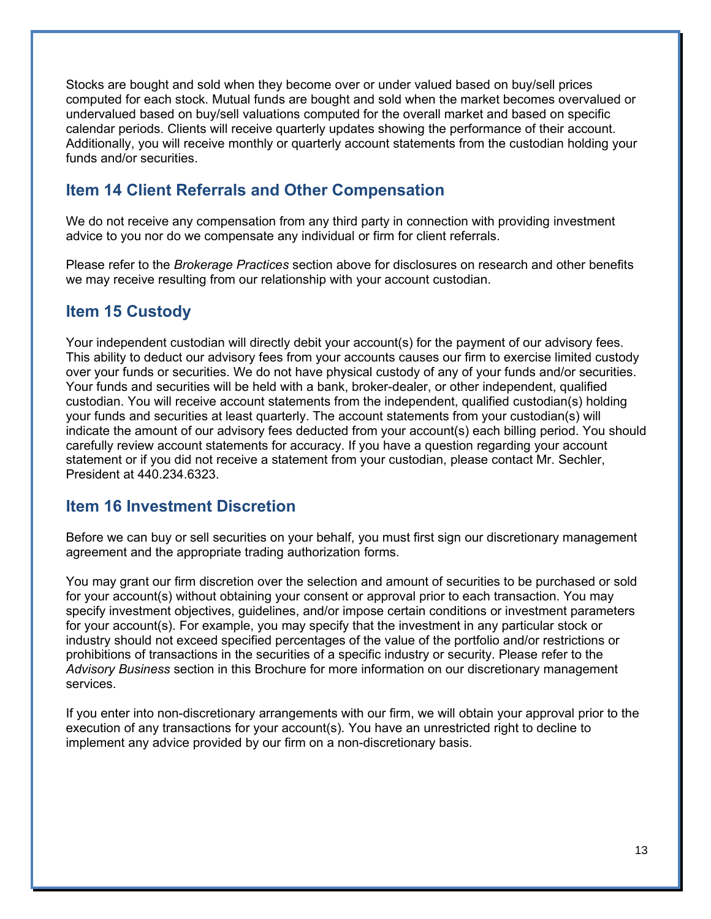Stocks are bought and sold when they become over or under valued based on buy/sell prices computed for each stock. Mutual funds are bought and sold when the market becomes overvalued or undervalued based on buy/sell valuations computed for the overall market and based on specific calendar periods. Clients will receive quarterly updates showing the performance of their account. Additionally, you will receive monthly or quarterly account statements from the custodian holding your funds and/or securities.

## Item 14 Client Referrals and Other Compensation

We do not receive any compensation from any third party in connection with providing investment advice to you nor do we compensate any individual or firm for client referrals.

Please refer to the *Brokerage Practices* section above for disclosures on research and other benefits we may receive resulting from our relationship with your account custodian.

## Item 15 Custody

Your independent custodian will directly debit your account(s) for the payment of our advisory fees. This ability to deduct our advisory fees from your accounts causes our firm to exercise limited custody over your funds or securities. We do not have physical custody of any of your funds and/or securities. Your funds and securities will be held with a bank, broker-dealer, or other independent, qualified custodian. You will receive account statements from the independent, qualified custodian(s) holding your funds and securities at least quarterly. The account statements from your custodian(s) will indicate the amount of our advisory fees deducted from your account(s) each billing period. You should carefully review account statements for accuracy. If you have a question regarding your account statement or if you did not receive a statement from your custodian, please contact Mr. Sechler, President at 440.234.6323.

## Item 16 Investment Discretion

Before we can buy or sell securities on your behalf, you must first sign our discretionary management agreement and the appropriate trading authorization forms.

You may grant our firm discretion over the selection and amount of securities to be purchased or sold for your account(s) without obtaining your consent or approval prior to each transaction. You may specify investment objectives, guidelines, and/or impose certain conditions or investment parameters for your account(s). For example, you may specify that the investment in any particular stock or industry should not exceed specified percentages of the value of the portfolio and/or restrictions or prohibitions of transactions in the securities of a specific industry or security. Please refer to the *Advisory Business* section in this Brochure for more information on our discretionary management services.

If you enter into non-discretionary arrangements with our firm, we will obtain your approval prior to the execution of any transactions for your account(s). You have an unrestricted right to decline to implement any advice provided by our firm on a non-discretionary basis.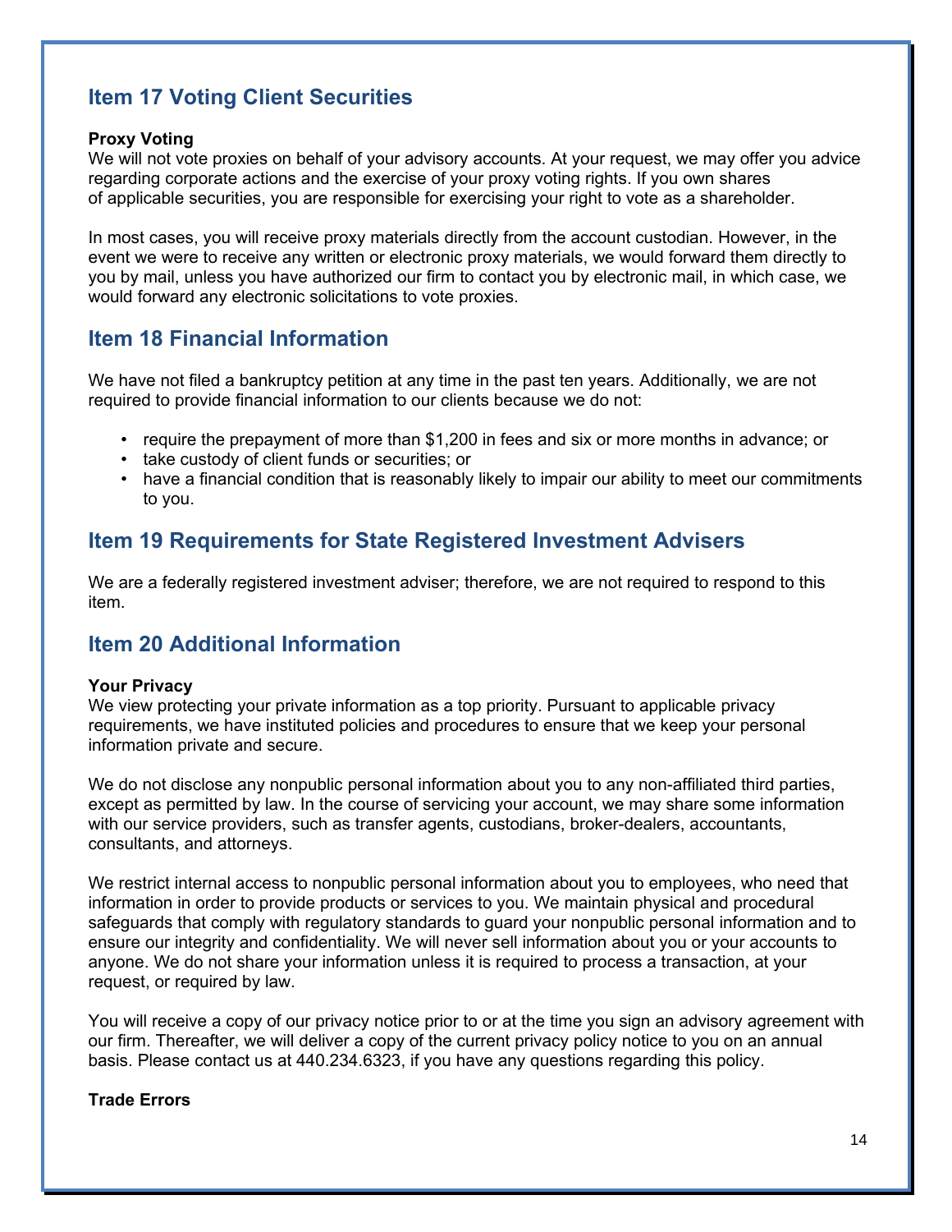## Item 17 Voting Client Securities

**Proxy Voting**
We will not vote proxies on behalf of your advisory accounts. At your request, we may offer you advice regarding corporate actions and the exercise of your proxy voting rights. If you own shares of applicable securities, you are responsible for exercising your right to vote as a shareholder.

In most cases, you will receive proxy materials directly from the account custodian. However, in the event we were to receive any written or electronic proxy materials, we would forward them directly to you by mail, unless you have authorized our firm to contact you by electronic mail, in which case, we would forward any electronic solicitations to vote proxies.

## Item 18 Financial Information

We have not filed a bankruptcy petition at any time in the past ten years. Additionally, we are not required to provide financial information to our clients because we do not:

- require the prepayment of more than $1,200 in fees and six or more months in advance; or
- take custody of client funds or securities; or
- have a financial condition that is reasonably likely to impair our ability to meet our commitments to you.

## Item 19 Requirements for State Registered Investment Advisers

We are a federally registered investment adviser; therefore, we are not required to respond to this item.

## Item 20 Additional Information

**Your Privacy**
We view protecting your private information as a top priority. Pursuant to applicable privacy requirements, we have instituted policies and procedures to ensure that we keep your personal information private and secure.

We do not disclose any nonpublic personal information about you to any non-affiliated third parties, except as permitted by law. In the course of servicing your account, we may share some information with our service providers, such as transfer agents, custodians, broker-dealers, accountants, consultants, and attorneys.

We restrict internal access to nonpublic personal information about you to employees, who need that information in order to provide products or services to you. We maintain physical and procedural safeguards that comply with regulatory standards to guard your nonpublic personal information and to ensure our integrity and confidentiality. We will never sell information about you or your accounts to anyone. We do not share your information unless it is required to process a transaction, at your request, or required by law.

You will receive a copy of our privacy notice prior to or at the time you sign an advisory agreement with our firm. Thereafter, we will deliver a copy of the current privacy policy notice to you on an annual basis. Please contact us at 440.234.6323, if you have any questions regarding this policy.

**Trade Errors**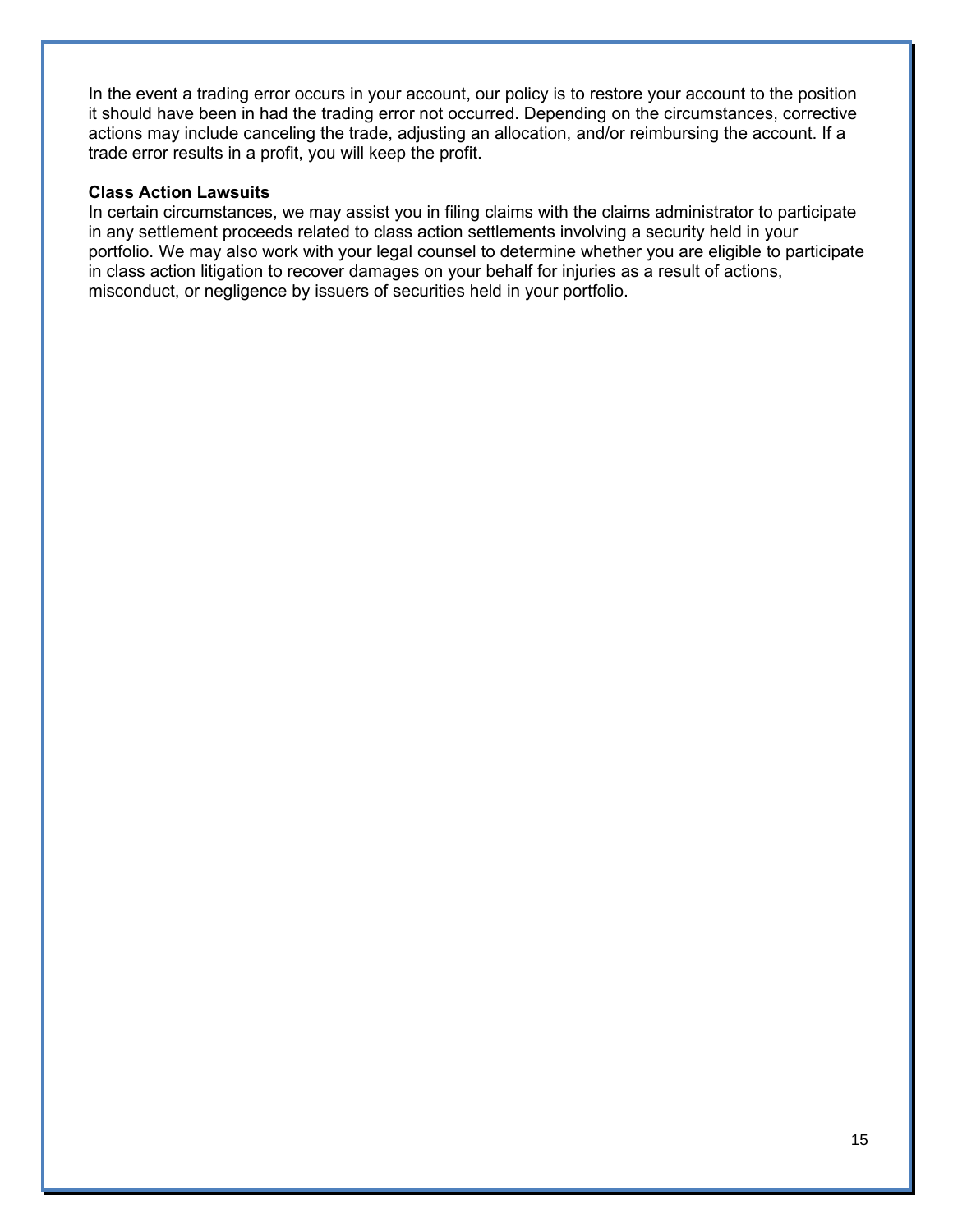In the event a trading error occurs in your account, our policy is to restore your account to the position it should have been in had the trading error not occurred. Depending on the circumstances, corrective actions may include canceling the trade, adjusting an allocation, and/or reimbursing the account. If a trade error results in a profit, you will keep the profit.

**Class Action Lawsuits**

In certain circumstances, we may assist you in filing claims with the claims administrator to participate in any settlement proceeds related to class action settlements involving a security held in your portfolio. We may also work with your legal counsel to determine whether you are eligible to participate in class action litigation to recover damages on your behalf for injuries as a result of actions, misconduct, or negligence by issuers of securities held in your portfolio.